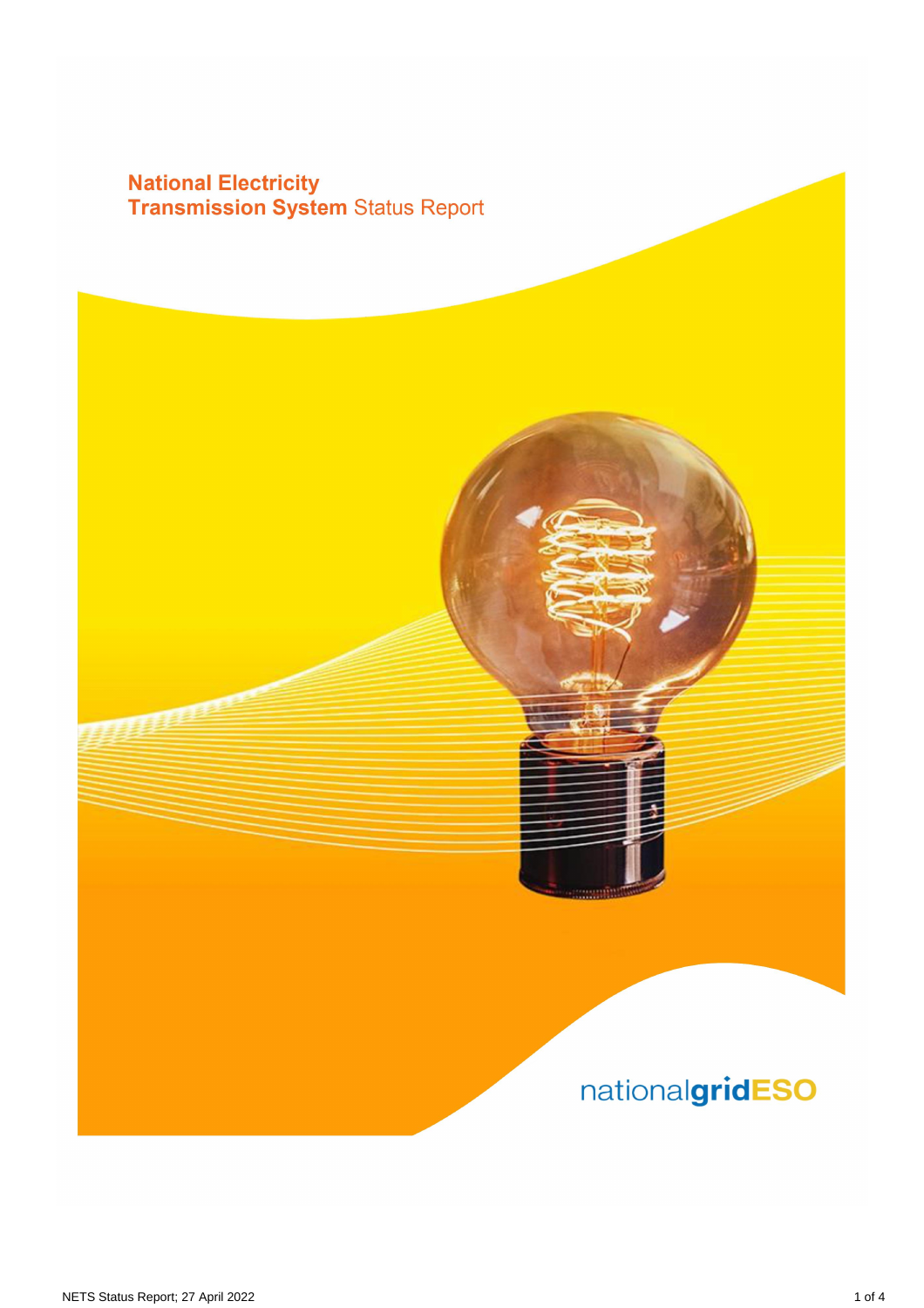# National Electricity Transmission System Status Report

nationalgridESO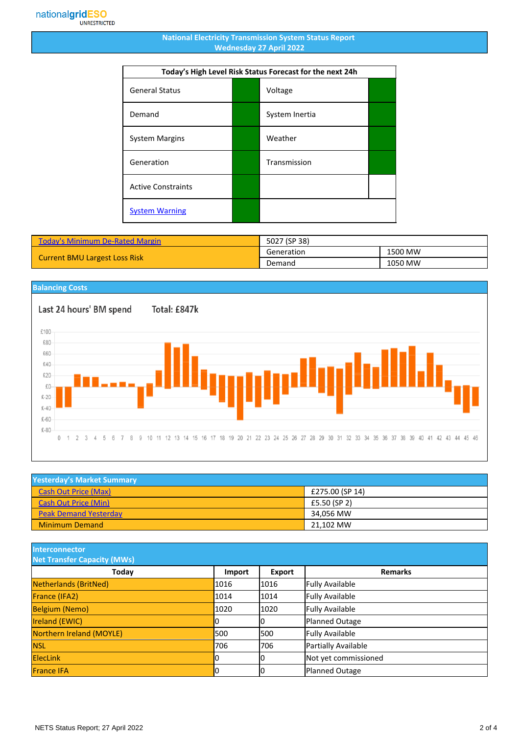nationalgridESO
UNRESTRICTED

# National Electricity Transmission System Status Report
## Wednesday 27 April 2022

| Today's High Level Risk Status Forecast for the next 24h | | | |
|---|---|---|---|
| General Status | | Voltage | |
| Demand | | System Inertia | |
| System Margins | | Weather | |
| Generation | | Transmission | |
| Active Constraints | | | |
| System Warning | | | |

| Today's Minimum De-Rated Margin | 5027 (SP 38) | |
|---|---|---|
| Current BMU Largest Loss Risk | Generation | 1500 MW |
| | Demand | 1050 MW |

## Balancing Costs

Last 24 hours' BM spend Total: £847k

## Yesterday's Market Summary

| | |
|---|---|
| Cash Out Price (Max) | £275.00 (SP 14) |
| Cash Out Price (Min) | £5.50 (SP 2) |
| Peak Demand Yesterday | 34,056 MW |
| Minimum Demand | 21,102 MW |

## Interconnector Net Transfer Capacity (MWs)

| Today | Import | Export | Remarks |
|---|---|---|---|
| Netherlands (BritNed) | 1016 | 1016 | Fully Available |
| France (IFA2) | 1014 | 1014 | Fully Available |
| Belgium (Nemo) | 1020 | 1020 | Fully Available |
| Ireland (EWIC) | 0 | 0 | Planned Outage |
| Northern Ireland (MOYLE) | 500 | 500 | Fully Available |
| NSL | 706 | 706 | Partially Available |
| ElecLink | 0 | 0 | Not yet commissioned |
| France IFA | 0 | 0 | Planned Outage |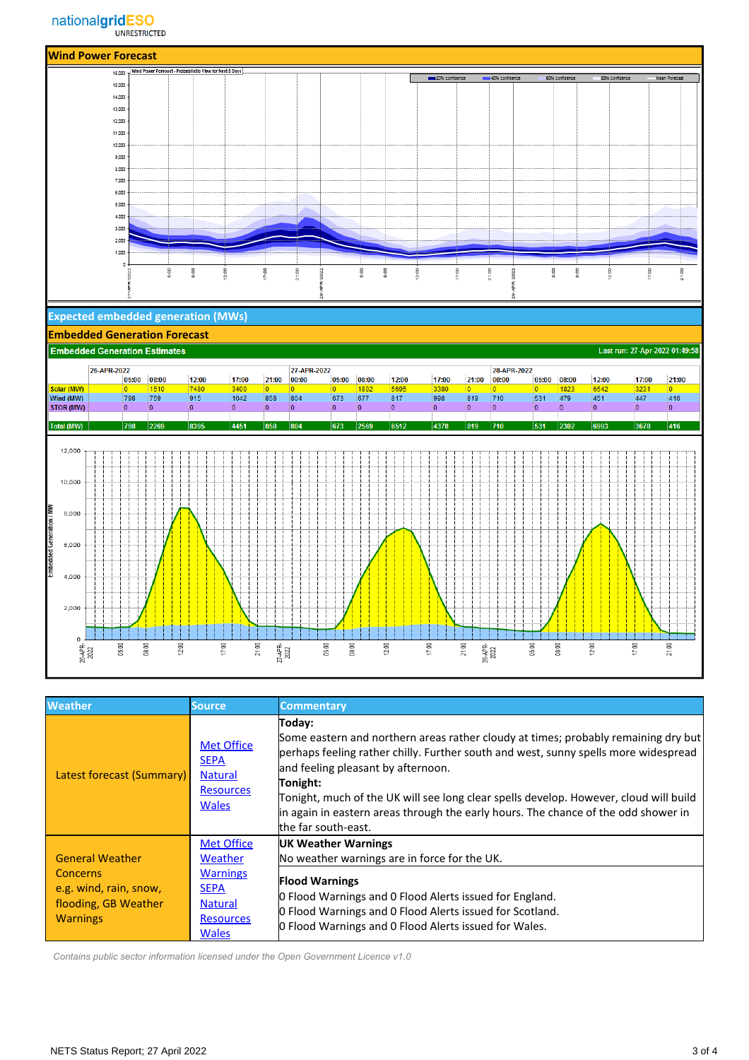## Wind Power Forecast

## Expected embedded generation (MWs)

### Embedded Generation Forecast

**Embedded Generation Estimates** — Last run: 27-Apr-2022 01:49:58

| | 26-APR-2022 | | | | | 27-APR-2022 | | | | | | 28-APR-2022 | | | | | |
|---|---|---|---|---|---|---|---|---|---|---|---|---|---|---|---|---|---|
| | 05:00 | 08:00 | 12:00 | 17:00 | 21:00 | 00:00 | 05:00 | 08:00 | 12:00 | 17:00 | 21:00 | 00:00 | 05:00 | 08:00 | 12:00 | 17:00 | 21:00 |
| Solar (MW) | 0 | 1510 | 7480 | 3409 | 0 | 0 | 0 | 1892 | 5695 | 3380 | 0 | 0 | 0 | 1823 | 6542 | 3231 | 0 |
| Wind (MW) | 798 | 759 | 915 | 1042 | 858 | 804 | 673 | 677 | 817 | 998 | 819 | 710 | 531 | 479 | 451 | 447 | 416 |
| STOR (MW) | 0 | 0 | 0 | 0 | 0 | 0 | 0 | 0 | 0 | 0 | 0 | 0 | 0 | 0 | 0 | 0 | 0 |
| Total (MW) | 798 | 2269 | 8395 | 4451 | 858 | 804 | 673 | 2569 | 6512 | 4378 | 819 | 710 | 531 | 2302 | 6993 | 3678 | 416 |

| Weather | Source | Commentary |
|---|---|---|
| Latest forecast (Summary) | Met Office<br>SEPA<br>Natural Resources Wales | **Today:**<br>Some eastern and northern areas rather cloudy at times; probably remaining dry but perhaps feeling rather chilly. Further south and west, sunny spells more widespread and feeling pleasant by afternoon.<br>**Tonight:**<br>Tonight, much of the UK will see long clear spells develop. However, cloud will build in again in eastern areas through the early hours. The chance of the odd shower in the far south-east. |
| General Weather Concerns e.g. wind, rain, snow, flooding, GB Weather Warnings | Met Office Weather Warnings<br>SEPA<br>Natural Resources Wales | **UK Weather Warnings**<br>No weather warnings are in force for the UK.<br>**Flood Warnings**<br>0 Flood Warnings and 0 Flood Alerts issued for England.<br>0 Flood Warnings and 0 Flood Alerts issued for Scotland.<br>0 Flood Warnings and 0 Flood Alerts issued for Wales. |

*Contains public sector information licensed under the Open Government Licence v1.0*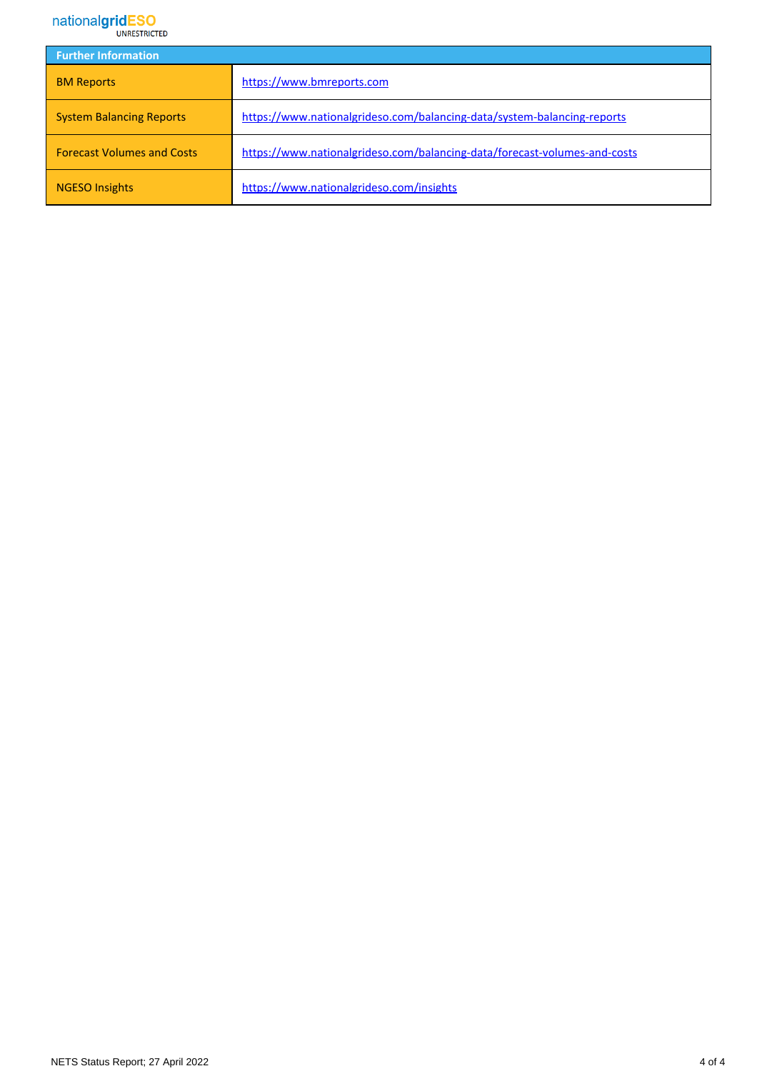| Further Information | |
|---|---|
| BM Reports | https://www.bmreports.com |
| System Balancing Reports | https://www.nationalgrideso.com/balancing-data/system-balancing-reports |
| Forecast Volumes and Costs | https://www.nationalgrideso.com/balancing-data/forecast-volumes-and-costs |
| NGESO Insights | https://www.nationalgrideso.com/insights |